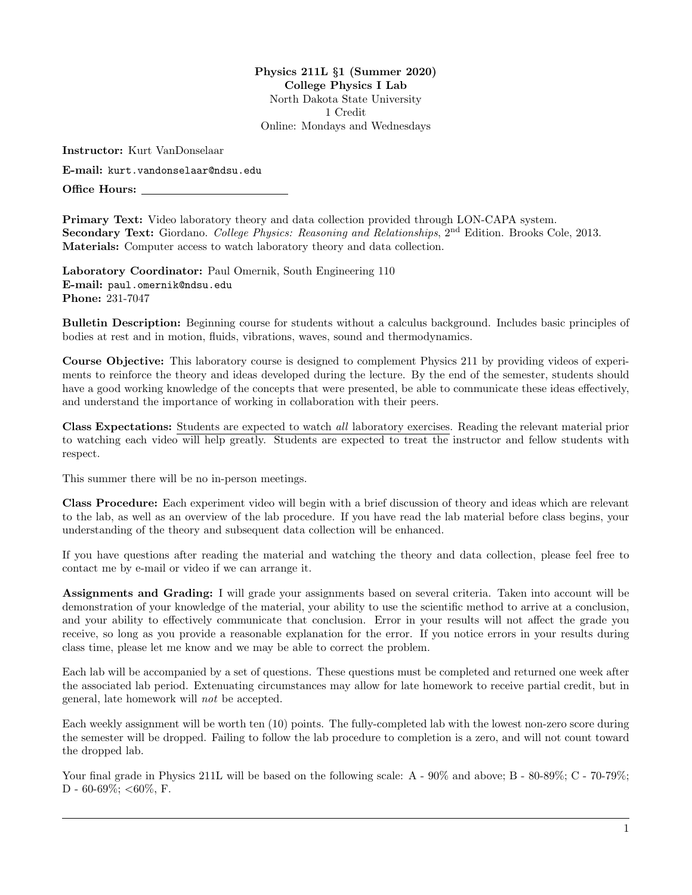**Physics 211L §1 (Summer 2020)**
**College Physics I Lab**
North Dakota State University
1 Credit
Online: Mondays and Wednesdays

**Instructor:** Kurt VanDonselaar

**E-mail:** kurt.vandonselaar@ndsu.edu

**Office Hours:** ________________________

**Primary Text:** Video laboratory theory and data collection provided through LON-CAPA system.
**Secondary Text:** Giordano. *College Physics: Reasoning and Relationships*, 2nd Edition. Brooks Cole, 2013.
**Materials:** Computer access to watch laboratory theory and data collection.

**Laboratory Coordinator:** Paul Omernik, South Engineering 110
**E-mail:** paul.omernik@ndsu.edu
**Phone:** 231-7047

**Bulletin Description:** Beginning course for students without a calculus background. Includes basic principles of bodies at rest and in motion, fluids, vibrations, waves, sound and thermodynamics.

**Course Objective:** This laboratory course is designed to complement Physics 211 by providing videos of experiments to reinforce the theory and ideas developed during the lecture. By the end of the semester, students should have a good working knowledge of the concepts that were presented, be able to communicate these ideas effectively, and understand the importance of working in collaboration with their peers.

**Class Expectations:** Students are expected to watch *all* laboratory exercises. Reading the relevant material prior to watching each video will help greatly. Students are expected to treat the instructor and fellow students with respect.

This summer there will be no in-person meetings.

**Class Procedure:** Each experiment video will begin with a brief discussion of theory and ideas which are relevant to the lab, as well as an overview of the lab procedure. If you have read the lab material before class begins, your understanding of the theory and subsequent data collection will be enhanced.

If you have questions after reading the material and watching the theory and data collection, please feel free to contact me by e-mail or video if we can arrange it.

**Assignments and Grading:** I will grade your assignments based on several criteria. Taken into account will be demonstration of your knowledge of the material, your ability to use the scientific method to arrive at a conclusion, and your ability to effectively communicate that conclusion. Error in your results will not affect the grade you receive, so long as you provide a reasonable explanation for the error. If you notice errors in your results during class time, please let me know and we may be able to correct the problem.

Each lab will be accompanied by a set of questions. These questions must be completed and returned one week after the associated lab period. Extenuating circumstances may allow for late homework to receive partial credit, but in general, late homework will *not* be accepted.

Each weekly assignment will be worth ten (10) points. The fully-completed lab with the lowest non-zero score during the semester will be dropped. Failing to follow the lab procedure to completion is a zero, and will not count toward the dropped lab.

Your final grade in Physics 211L will be based on the following scale: A - 90% and above; B - 80-89%; C - 70-79%; D - 60-69%; <60%, F.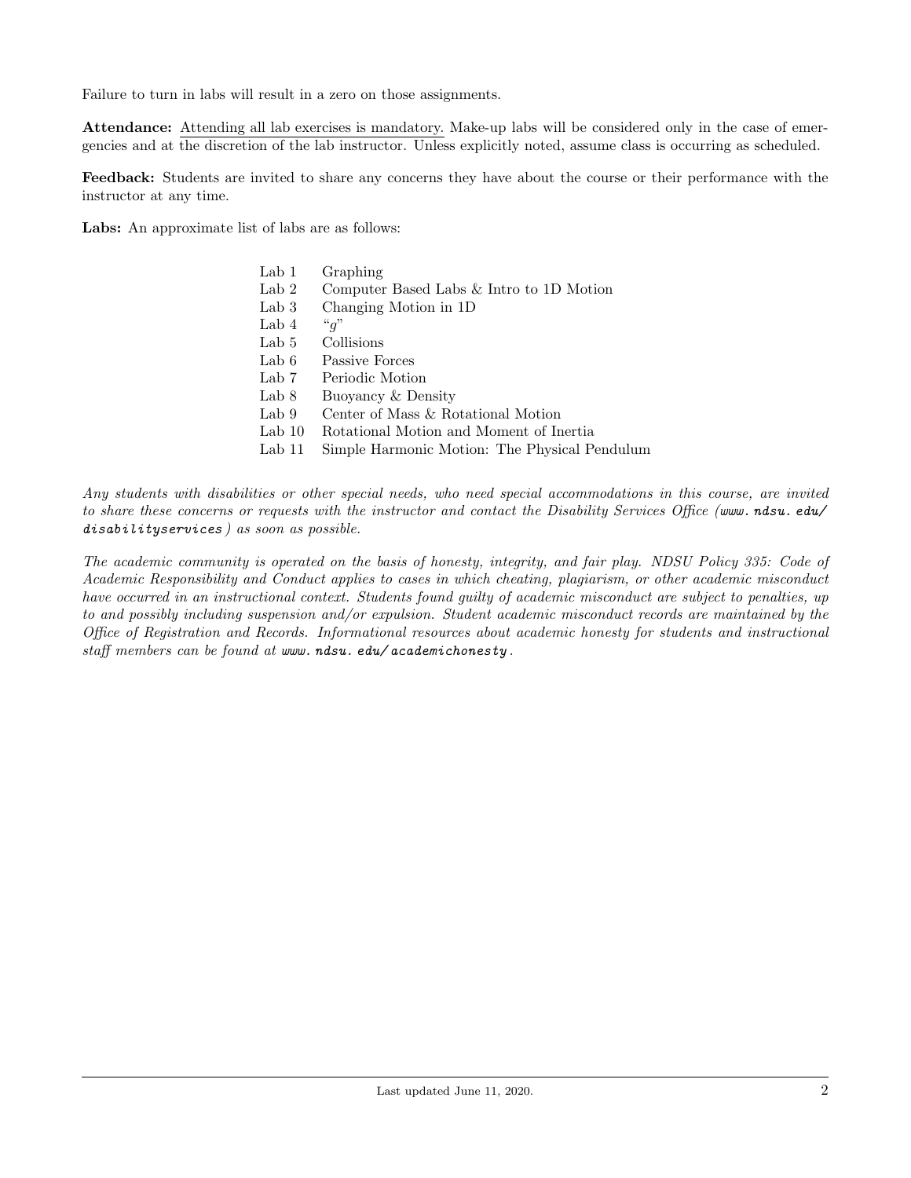Failure to turn in labs will result in a zero on those assignments.

**Attendance:** Attending all lab exercises is mandatory. Make-up labs will be considered only in the case of emergencies and at the discretion of the lab instructor. Unless explicitly noted, assume class is occurring as scheduled.

**Feedback:** Students are invited to share any concerns they have about the course or their performance with the instructor at any time.

**Labs:** An approximate list of labs are as follows:

| | |
|---|---|
| Lab 1 | Graphing |
| Lab 2 | Computer Based Labs & Intro to 1D Motion |
| Lab 3 | Changing Motion in 1D |
| Lab 4 | "$g$" |
| Lab 5 | Collisions |
| Lab 6 | Passive Forces |
| Lab 7 | Periodic Motion |
| Lab 8 | Buoyancy & Density |
| Lab 9 | Center of Mass & Rotational Motion |
| Lab 10 | Rotational Motion and Moment of Inertia |
| Lab 11 | Simple Harmonic Motion: The Physical Pendulum |

*Any students with disabilities or other special needs, who need special accommodations in this course, are invited to share these concerns or requests with the instructor and contact the Disability Services Office (www.ndsu.edu/disabilityservices) as soon as possible.*

*The academic community is operated on the basis of honesty, integrity, and fair play. NDSU Policy 335: Code of Academic Responsibility and Conduct applies to cases in which cheating, plagiarism, or other academic misconduct have occurred in an instructional context. Students found guilty of academic misconduct are subject to penalties, up to and possibly including suspension and/or expulsion. Student academic misconduct records are maintained by the Office of Registration and Records. Informational resources about academic honesty for students and instructional staff members can be found at www.ndsu.edu/academichonesty.*

Last updated June 11, 2020.